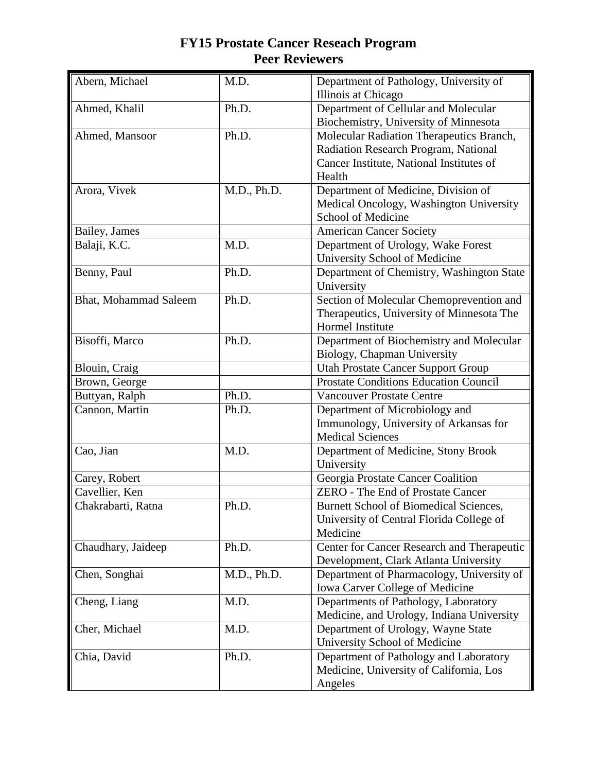# FY15 Prostate Cancer Reseach Program
# Peer Reviewers

| | | |
|---|---|---|
| Abern, Michael | M.D. | Department of Pathology, University of Illinois at Chicago |
| Ahmed, Khalil | Ph.D. | Department of Cellular and Molecular Biochemistry, University of Minnesota |
| Ahmed, Mansoor | Ph.D. | Molecular Radiation Therapeutics Branch, Radiation Research Program, National Cancer Institute, National Institutes of Health |
| Arora, Vivek | M.D., Ph.D. | Department of Medicine, Division of Medical Oncology, Washington University School of Medicine |
| Bailey, James | | American Cancer Society |
| Balaji, K.C. | M.D. | Department of Urology, Wake Forest University School of Medicine |
| Benny, Paul | Ph.D. | Department of Chemistry, Washington State University |
| Bhat, Mohammad Saleem | Ph.D. | Section of Molecular Chemoprevention and Therapeutics, University of Minnesota The Hormel Institute |
| Bisoffi, Marco | Ph.D. | Department of Biochemistry and Molecular Biology, Chapman University |
| Blouin, Craig | | Utah Prostate Cancer Support Group |
| Brown, George | | Prostate Conditions Education Council |
| Buttyan, Ralph | Ph.D. | Vancouver Prostate Centre |
| Cannon, Martin | Ph.D. | Department of Microbiology and Immunology, University of Arkansas for Medical Sciences |
| Cao, Jian | M.D. | Department of Medicine, Stony Brook University |
| Carey, Robert | | Georgia Prostate Cancer Coalition |
| Cavellier, Ken | | ZERO - The End of Prostate Cancer |
| Chakrabarti, Ratna | Ph.D. | Burnett School of Biomedical Sciences, University of Central Florida College of Medicine |
| Chaudhary, Jaideep | Ph.D. | Center for Cancer Research and Therapeutic Development, Clark Atlanta University |
| Chen, Songhai | M.D., Ph.D. | Department of Pharmacology, University of Iowa Carver College of Medicine |
| Cheng, Liang | M.D. | Departments of Pathology, Laboratory Medicine, and Urology, Indiana University |
| Cher, Michael | M.D. | Department of Urology, Wayne State University School of Medicine |
| Chia, David | Ph.D. | Department of Pathology and Laboratory Medicine, University of California, Los Angeles |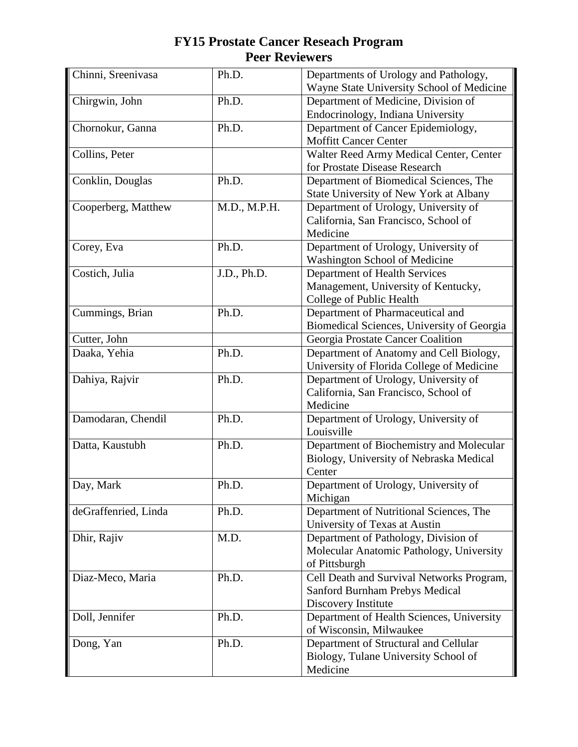# FY15 Prostate Cancer Reseach Program
# Peer Reviewers

| | | |
|---|---|---|
| Chinni, Sreenivasa | Ph.D. | Departments of Urology and Pathology, Wayne State University School of Medicine |
| Chirgwin, John | Ph.D. | Department of Medicine, Division of Endocrinology, Indiana University |
| Chornokur, Ganna | Ph.D. | Department of Cancer Epidemiology, Moffitt Cancer Center |
| Collins, Peter | | Walter Reed Army Medical Center, Center for Prostate Disease Research |
| Conklin, Douglas | Ph.D. | Department of Biomedical Sciences, The State University of New York at Albany |
| Cooperberg, Matthew | M.D., M.P.H. | Department of Urology, University of California, San Francisco, School of Medicine |
| Corey, Eva | Ph.D. | Department of Urology, University of Washington School of Medicine |
| Costich, Julia | J.D., Ph.D. | Department of Health Services Management, University of Kentucky, College of Public Health |
| Cummings, Brian | Ph.D. | Department of Pharmaceutical and Biomedical Sciences, University of Georgia |
| Cutter, John | | Georgia Prostate Cancer Coalition |
| Daaka, Yehia | Ph.D. | Department of Anatomy and Cell Biology, University of Florida College of Medicine |
| Dahiya, Rajvir | Ph.D. | Department of Urology, University of California, San Francisco, School of Medicine |
| Damodaran, Chendil | Ph.D. | Department of Urology, University of Louisville |
| Datta, Kaustubh | Ph.D. | Department of Biochemistry and Molecular Biology, University of Nebraska Medical Center |
| Day, Mark | Ph.D. | Department of Urology, University of Michigan |
| deGraffenried, Linda | Ph.D. | Department of Nutritional Sciences, The University of Texas at Austin |
| Dhir, Rajiv | M.D. | Department of Pathology, Division of Molecular Anatomic Pathology, University of Pittsburgh |
| Diaz-Meco, Maria | Ph.D. | Cell Death and Survival Networks Program, Sanford Burnham Prebys Medical Discovery Institute |
| Doll, Jennifer | Ph.D. | Department of Health Sciences, University of Wisconsin, Milwaukee |
| Dong, Yan | Ph.D. | Department of Structural and Cellular Biology, Tulane University School of Medicine |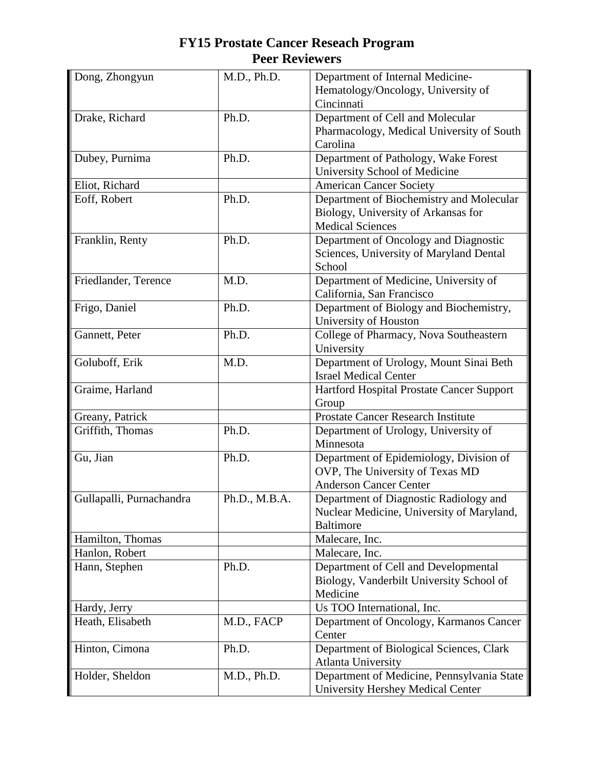# FY15 Prostate Cancer Reseach Program
## Peer Reviewers

| | | |
|---|---|---|
| Dong, Zhongyun | M.D., Ph.D. | Department of Internal Medicine-Hematology/Oncology, University of Cincinnati |
| Drake, Richard | Ph.D. | Department of Cell and Molecular Pharmacology, Medical University of South Carolina |
| Dubey, Purnima | Ph.D. | Department of Pathology, Wake Forest University School of Medicine |
| Eliot, Richard | | American Cancer Society |
| Eoff, Robert | Ph.D. | Department of Biochemistry and Molecular Biology, University of Arkansas for Medical Sciences |
| Franklin, Renty | Ph.D. | Department of Oncology and Diagnostic Sciences, University of Maryland Dental School |
| Friedlander, Terence | M.D. | Department of Medicine, University of California, San Francisco |
| Frigo, Daniel | Ph.D. | Department of Biology and Biochemistry, University of Houston |
| Gannett, Peter | Ph.D. | College of Pharmacy, Nova Southeastern University |
| Goluboff, Erik | M.D. | Department of Urology, Mount Sinai Beth Israel Medical Center |
| Graime, Harland | | Hartford Hospital Prostate Cancer Support Group |
| Greany, Patrick | | Prostate Cancer Research Institute |
| Griffith, Thomas | Ph.D. | Department of Urology, University of Minnesota |
| Gu, Jian | Ph.D. | Department of Epidemiology, Division of OVP, The University of Texas MD Anderson Cancer Center |
| Gullapalli, Purnachandra | Ph.D., M.B.A. | Department of Diagnostic Radiology and Nuclear Medicine, University of Maryland, Baltimore |
| Hamilton, Thomas | | Malecare, Inc. |
| Hanlon, Robert | | Malecare, Inc. |
| Hann, Stephen | Ph.D. | Department of Cell and Developmental Biology, Vanderbilt University School of Medicine |
| Hardy, Jerry | | Us TOO International, Inc. |
| Heath, Elisabeth | M.D., FACP | Department of Oncology, Karmanos Cancer Center |
| Hinton, Cimona | Ph.D. | Department of Biological Sciences, Clark Atlanta University |
| Holder, Sheldon | M.D., Ph.D. | Department of Medicine, Pennsylvania State University Hershey Medical Center |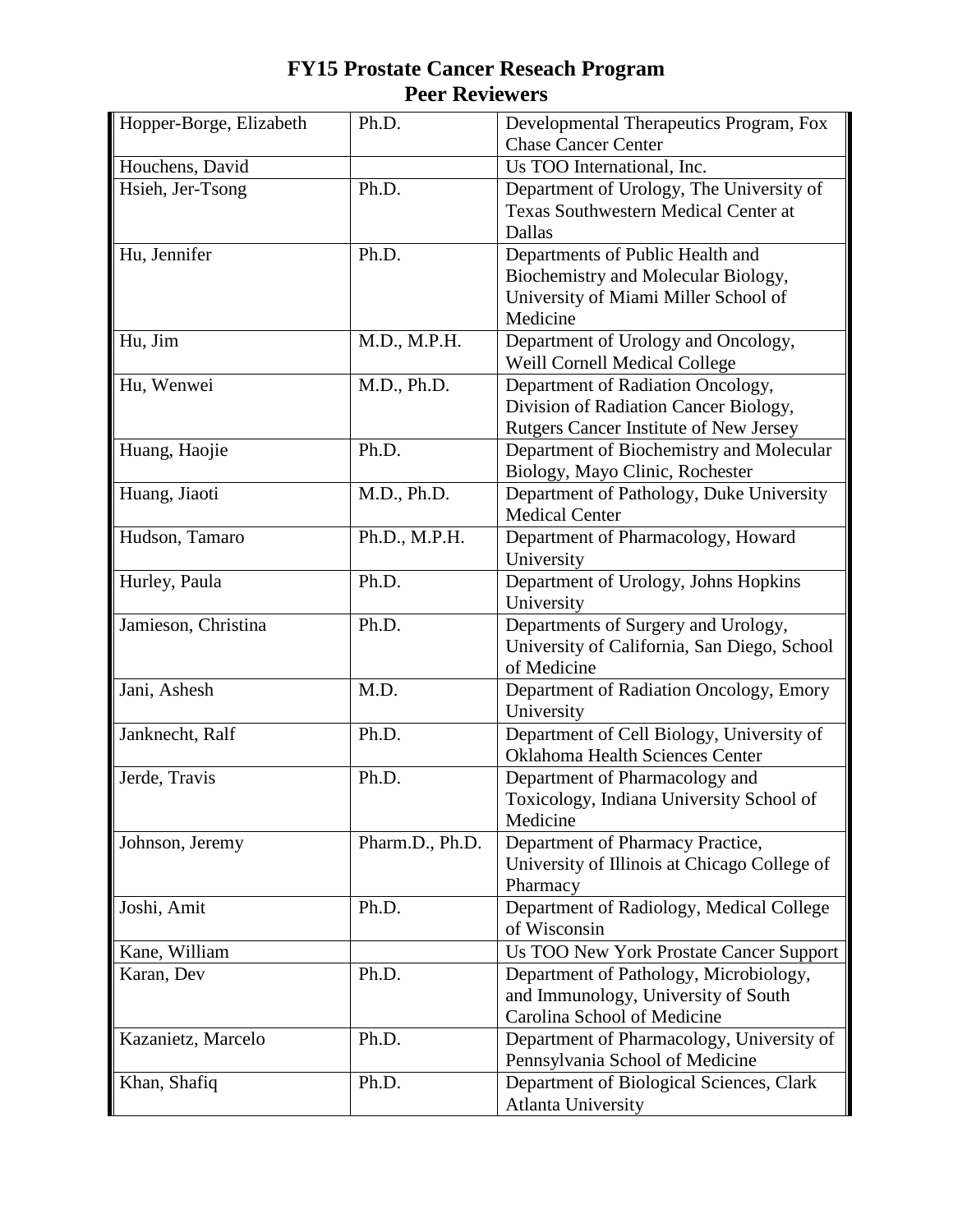# FY15 Prostate Cancer Reseach Program
# Peer Reviewers

| | | |
|---|---|---|
| Hopper-Borge, Elizabeth | Ph.D. | Developmental Therapeutics Program, Fox Chase Cancer Center |
| Houchens, David | | Us TOO International, Inc. |
| Hsieh, Jer-Tsong | Ph.D. | Department of Urology, The University of Texas Southwestern Medical Center at Dallas |
| Hu, Jennifer | Ph.D. | Departments of Public Health and Biochemistry and Molecular Biology, University of Miami Miller School of Medicine |
| Hu, Jim | M.D., M.P.H. | Department of Urology and Oncology, Weill Cornell Medical College |
| Hu, Wenwei | M.D., Ph.D. | Department of Radiation Oncology, Division of Radiation Cancer Biology, Rutgers Cancer Institute of New Jersey |
| Huang, Haojie | Ph.D. | Department of Biochemistry and Molecular Biology, Mayo Clinic, Rochester |
| Huang, Jiaoti | M.D., Ph.D. | Department of Pathology, Duke University Medical Center |
| Hudson, Tamaro | Ph.D., M.P.H. | Department of Pharmacology, Howard University |
| Hurley, Paula | Ph.D. | Department of Urology, Johns Hopkins University |
| Jamieson, Christina | Ph.D. | Departments of Surgery and Urology, University of California, San Diego, School of Medicine |
| Jani, Ashesh | M.D. | Department of Radiation Oncology, Emory University |
| Janknecht, Ralf | Ph.D. | Department of Cell Biology, University of Oklahoma Health Sciences Center |
| Jerde, Travis | Ph.D. | Department of Pharmacology and Toxicology, Indiana University School of Medicine |
| Johnson, Jeremy | Pharm.D., Ph.D. | Department of Pharmacy Practice, University of Illinois at Chicago College of Pharmacy |
| Joshi, Amit | Ph.D. | Department of Radiology, Medical College of Wisconsin |
| Kane, William | | Us TOO New York Prostate Cancer Support |
| Karan, Dev | Ph.D. | Department of Pathology, Microbiology, and Immunology, University of South Carolina School of Medicine |
| Kazanietz, Marcelo | Ph.D. | Department of Pharmacology, University of Pennsylvania School of Medicine |
| Khan, Shafiq | Ph.D. | Department of Biological Sciences, Clark Atlanta University |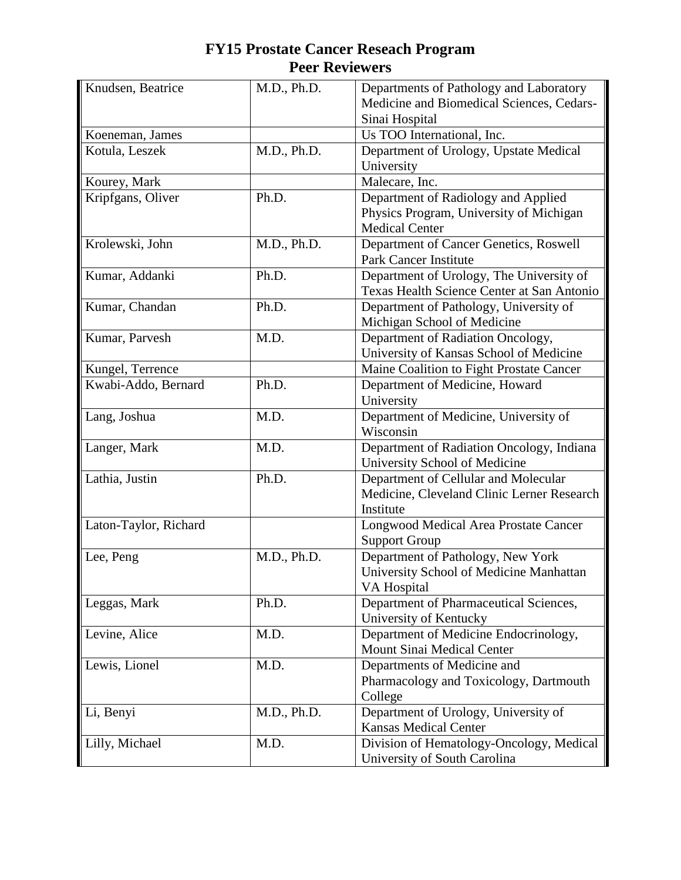# FY15 Prostate Cancer Reseach Program
## Peer Reviewers

| | | |
|---|---|---|
| Knudsen, Beatrice | M.D., Ph.D. | Departments of Pathology and Laboratory Medicine and Biomedical Sciences, Cedars-Sinai Hospital |
| Koeneman, James | | Us TOO International, Inc. |
| Kotula, Leszek | M.D., Ph.D. | Department of Urology, Upstate Medical University |
| Kourey, Mark | | Malecare, Inc. |
| Kripfgans, Oliver | Ph.D. | Department of Radiology and Applied Physics Program, University of Michigan Medical Center |
| Krolewski, John | M.D., Ph.D. | Department of Cancer Genetics, Roswell Park Cancer Institute |
| Kumar, Addanki | Ph.D. | Department of Urology, The University of Texas Health Science Center at San Antonio |
| Kumar, Chandan | Ph.D. | Department of Pathology, University of Michigan School of Medicine |
| Kumar, Parvesh | M.D. | Department of Radiation Oncology, University of Kansas School of Medicine |
| Kungel, Terrence | | Maine Coalition to Fight Prostate Cancer |
| Kwabi-Addo, Bernard | Ph.D. | Department of Medicine, Howard University |
| Lang, Joshua | M.D. | Department of Medicine, University of Wisconsin |
| Langer, Mark | M.D. | Department of Radiation Oncology, Indiana University School of Medicine |
| Lathia, Justin | Ph.D. | Department of Cellular and Molecular Medicine, Cleveland Clinic Lerner Research Institute |
| Laton-Taylor, Richard | | Longwood Medical Area Prostate Cancer Support Group |
| Lee, Peng | M.D., Ph.D. | Department of Pathology, New York University School of Medicine Manhattan VA Hospital |
| Leggas, Mark | Ph.D. | Department of Pharmaceutical Sciences, University of Kentucky |
| Levine, Alice | M.D. | Department of Medicine Endocrinology, Mount Sinai Medical Center |
| Lewis, Lionel | M.D. | Departments of Medicine and Pharmacology and Toxicology, Dartmouth College |
| Li, Benyi | M.D., Ph.D. | Department of Urology, University of Kansas Medical Center |
| Lilly, Michael | M.D. | Division of Hematology-Oncology, Medical University of South Carolina |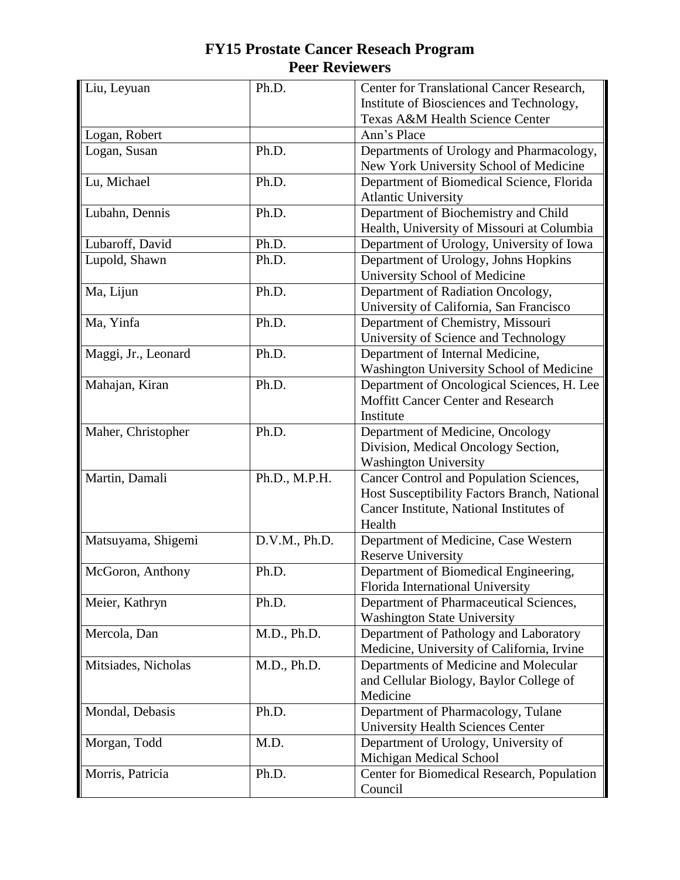# FY15 Prostate Cancer Reseach Program Peer Reviewers

| Name | Degree | Affiliation |
|---|---|---|
| Liu, Leyuan | Ph.D. | Center for Translational Cancer Research, Institute of Biosciences and Technology, Texas A&M Health Science Center |
| Logan, Robert | | Ann's Place |
| Logan, Susan | Ph.D. | Departments of Urology and Pharmacology, New York University School of Medicine |
| Lu, Michael | Ph.D. | Department of Biomedical Science, Florida Atlantic University |
| Lubahn, Dennis | Ph.D. | Department of Biochemistry and Child Health, University of Missouri at Columbia |
| Lubaroff, David | Ph.D. | Department of Urology, University of Iowa |
| Lupold, Shawn | Ph.D. | Department of Urology, Johns Hopkins University School of Medicine |
| Ma, Lijun | Ph.D. | Department of Radiation Oncology, University of California, San Francisco |
| Ma, Yinfa | Ph.D. | Department of Chemistry, Missouri University of Science and Technology |
| Maggi, Jr., Leonard | Ph.D. | Department of Internal Medicine, Washington University School of Medicine |
| Mahajan, Kiran | Ph.D. | Department of Oncological Sciences, H. Lee Moffitt Cancer Center and Research Institute |
| Maher, Christopher | Ph.D. | Department of Medicine, Oncology Division, Medical Oncology Section, Washington University |
| Martin, Damali | Ph.D., M.P.H. | Cancer Control and Population Sciences, Host Susceptibility Factors Branch, National Cancer Institute, National Institutes of Health |
| Matsuyama, Shigemi | D.V.M., Ph.D. | Department of Medicine, Case Western Reserve University |
| McGoron, Anthony | Ph.D. | Department of Biomedical Engineering, Florida International University |
| Meier, Kathryn | Ph.D. | Department of Pharmaceutical Sciences, Washington State University |
| Mercola, Dan | M.D., Ph.D. | Department of Pathology and Laboratory Medicine, University of California, Irvine |
| Mitsiades, Nicholas | M.D., Ph.D. | Departments of Medicine and Molecular and Cellular Biology, Baylor College of Medicine |
| Mondal, Debasis | Ph.D. | Department of Pharmacology, Tulane University Health Sciences Center |
| Morgan, Todd | M.D. | Department of Urology, University of Michigan Medical School |
| Morris, Patricia | Ph.D. | Center for Biomedical Research, Population Council |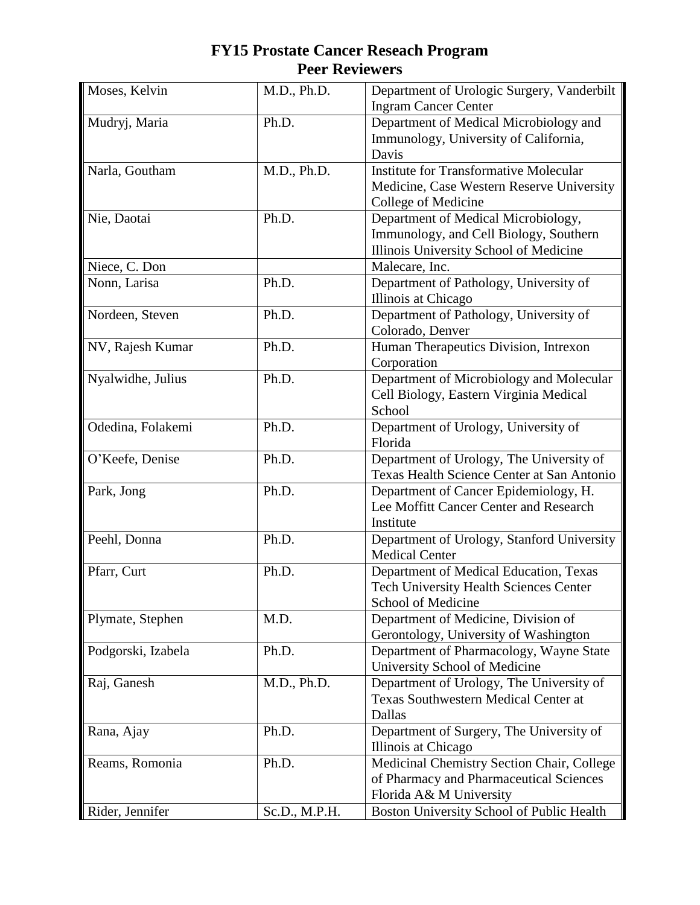# FY15 Prostate Cancer Reseach Program
# Peer Reviewers

| Name | Degree | Affiliation |
|---|---|---|
| Moses, Kelvin | M.D., Ph.D. | Department of Urologic Surgery, Vanderbilt Ingram Cancer Center |
| Mudryj, Maria | Ph.D. | Department of Medical Microbiology and Immunology, University of California, Davis |
| Narla, Goutham | M.D., Ph.D. | Institute for Transformative Molecular Medicine, Case Western Reserve University College of Medicine |
| Nie, Daotai | Ph.D. | Department of Medical Microbiology, Immunology, and Cell Biology, Southern Illinois University School of Medicine |
| Niece, C. Don | | Malecare, Inc. |
| Nonn, Larisa | Ph.D. | Department of Pathology, University of Illinois at Chicago |
| Nordeen, Steven | Ph.D. | Department of Pathology, University of Colorado, Denver |
| NV, Rajesh Kumar | Ph.D. | Human Therapeutics Division, Intrexon Corporation |
| Nyalwidhe, Julius | Ph.D. | Department of Microbiology and Molecular Cell Biology, Eastern Virginia Medical School |
| Odedina, Folakemi | Ph.D. | Department of Urology, University of Florida |
| O'Keefe, Denise | Ph.D. | Department of Urology, The University of Texas Health Science Center at San Antonio |
| Park, Jong | Ph.D. | Department of Cancer Epidemiology, H. Lee Moffitt Cancer Center and Research Institute |
| Peehl, Donna | Ph.D. | Department of Urology, Stanford University Medical Center |
| Pfarr, Curt | Ph.D. | Department of Medical Education, Texas Tech University Health Sciences Center School of Medicine |
| Plymate, Stephen | M.D. | Department of Medicine, Division of Gerontology, University of Washington |
| Podgorski, Izabela | Ph.D. | Department of Pharmacology, Wayne State University School of Medicine |
| Raj, Ganesh | M.D., Ph.D. | Department of Urology, The University of Texas Southwestern Medical Center at Dallas |
| Rana, Ajay | Ph.D. | Department of Surgery, The University of Illinois at Chicago |
| Reams, Romonia | Ph.D. | Medicinal Chemistry Section Chair, College of Pharmacy and Pharmaceutical Sciences Florida A& M University |
| Rider, Jennifer | Sc.D., M.P.H. | Boston University School of Public Health |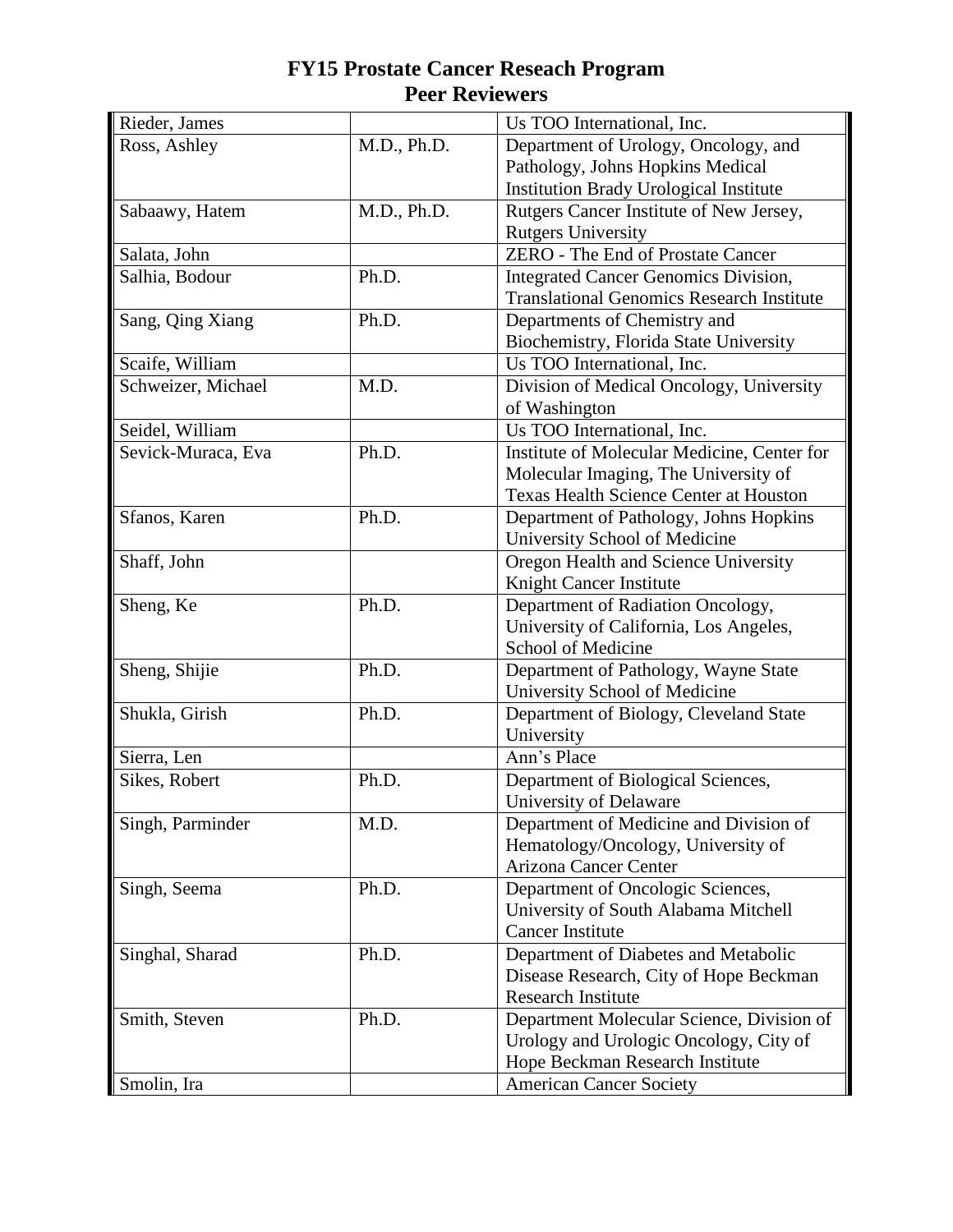# FY15 Prostate Cancer Reseach Program
## Peer Reviewers

| | | |
|---|---|---|
| Rieder, James | | Us TOO International, Inc. |
| Ross, Ashley | M.D., Ph.D. | Department of Urology, Oncology, and Pathology, Johns Hopkins Medical Institution Brady Urological Institute |
| Sabaawy, Hatem | M.D., Ph.D. | Rutgers Cancer Institute of New Jersey, Rutgers University |
| Salata, John | | ZERO - The End of Prostate Cancer |
| Salhia, Bodour | Ph.D. | Integrated Cancer Genomics Division, Translational Genomics Research Institute |
| Sang, Qing Xiang | Ph.D. | Departments of Chemistry and Biochemistry, Florida State University |
| Scaife, William | | Us TOO International, Inc. |
| Schweizer, Michael | M.D. | Division of Medical Oncology, University of Washington |
| Seidel, William | | Us TOO International, Inc. |
| Sevick-Muraca, Eva | Ph.D. | Institute of Molecular Medicine, Center for Molecular Imaging, The University of Texas Health Science Center at Houston |
| Sfanos, Karen | Ph.D. | Department of Pathology, Johns Hopkins University School of Medicine |
| Shaff, John | | Oregon Health and Science University Knight Cancer Institute |
| Sheng, Ke | Ph.D. | Department of Radiation Oncology, University of California, Los Angeles, School of Medicine |
| Sheng, Shijie | Ph.D. | Department of Pathology, Wayne State University School of Medicine |
| Shukla, Girish | Ph.D. | Department of Biology, Cleveland State University |
| Sierra, Len | | Ann's Place |
| Sikes, Robert | Ph.D. | Department of Biological Sciences, University of Delaware |
| Singh, Parminder | M.D. | Department of Medicine and Division of Hematology/Oncology, University of Arizona Cancer Center |
| Singh, Seema | Ph.D. | Department of Oncologic Sciences, University of South Alabama Mitchell Cancer Institute |
| Singhal, Sharad | Ph.D. | Department of Diabetes and Metabolic Disease Research, City of Hope Beckman Research Institute |
| Smith, Steven | Ph.D. | Department Molecular Science, Division of Urology and Urologic Oncology, City of Hope Beckman Research Institute |
| Smolin, Ira | | American Cancer Society |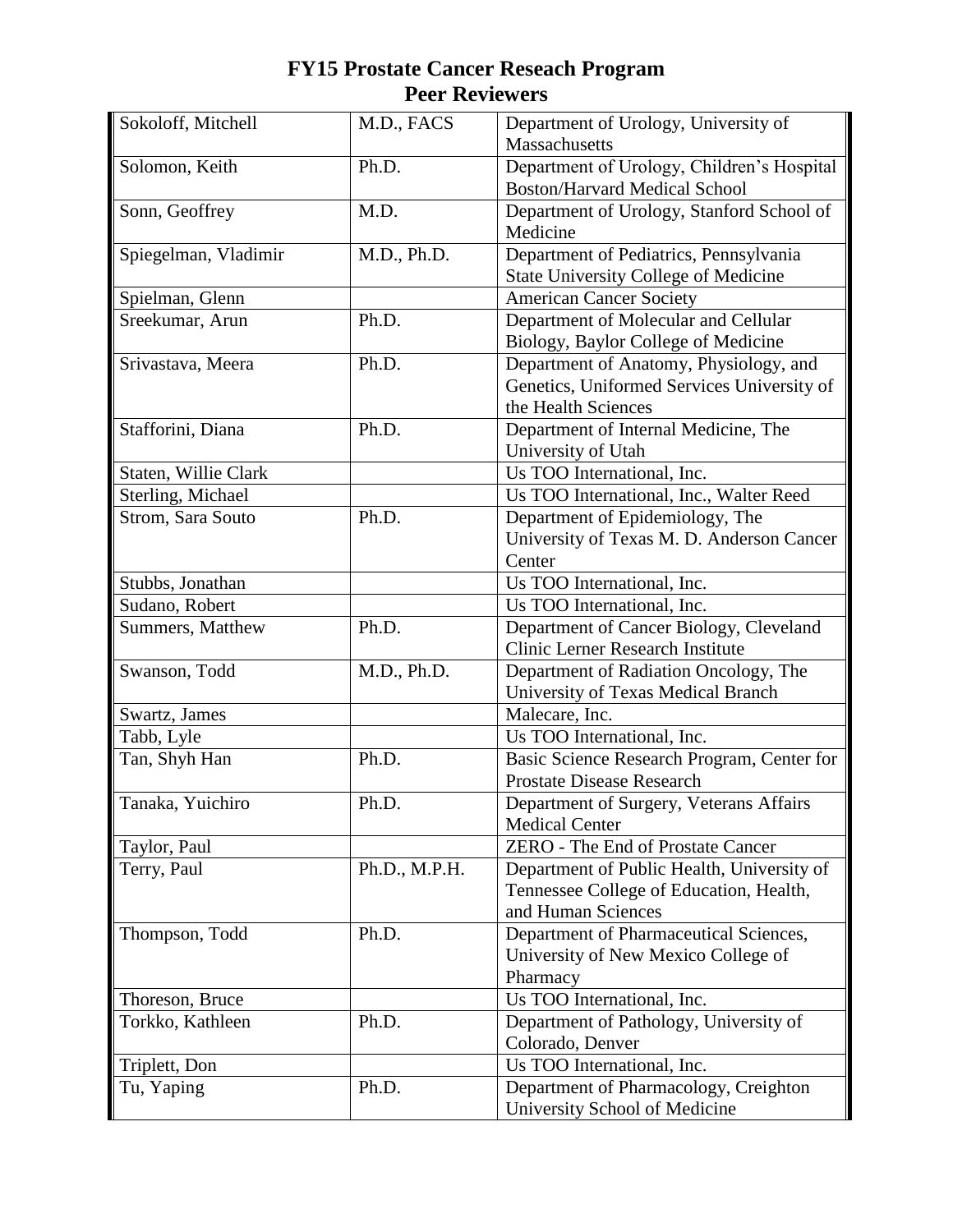# FY15 Prostate Cancer Reseach Program
## Peer Reviewers

| Name | Degree | Affiliation |
|---|---|---|
| Sokoloff, Mitchell | M.D., FACS | Department of Urology, University of Massachusetts |
| Solomon, Keith | Ph.D. | Department of Urology, Children's Hospital Boston/Harvard Medical School |
| Sonn, Geoffrey | M.D. | Department of Urology, Stanford School of Medicine |
| Spiegelman, Vladimir | M.D., Ph.D. | Department of Pediatrics, Pennsylvania State University College of Medicine |
| Spielman, Glenn | | American Cancer Society |
| Sreekumar, Arun | Ph.D. | Department of Molecular and Cellular Biology, Baylor College of Medicine |
| Srivastava, Meera | Ph.D. | Department of Anatomy, Physiology, and Genetics, Uniformed Services University of the Health Sciences |
| Stafforini, Diana | Ph.D. | Department of Internal Medicine, The University of Utah |
| Staten, Willie Clark | | Us TOO International, Inc. |
| Sterling, Michael | | Us TOO International, Inc., Walter Reed |
| Strom, Sara Souto | Ph.D. | Department of Epidemiology, The University of Texas M. D. Anderson Cancer Center |
| Stubbs, Jonathan | | Us TOO International, Inc. |
| Sudano, Robert | | Us TOO International, Inc. |
| Summers, Matthew | Ph.D. | Department of Cancer Biology, Cleveland Clinic Lerner Research Institute |
| Swanson, Todd | M.D., Ph.D. | Department of Radiation Oncology, The University of Texas Medical Branch |
| Swartz, James | | Malecare, Inc. |
| Tabb, Lyle | | Us TOO International, Inc. |
| Tan, Shyh Han | Ph.D. | Basic Science Research Program, Center for Prostate Disease Research |
| Tanaka, Yuichiro | Ph.D. | Department of Surgery, Veterans Affairs Medical Center |
| Taylor, Paul | | ZERO - The End of Prostate Cancer |
| Terry, Paul | Ph.D., M.P.H. | Department of Public Health, University of Tennessee College of Education, Health, and Human Sciences |
| Thompson, Todd | Ph.D. | Department of Pharmaceutical Sciences, University of New Mexico College of Pharmacy |
| Thoreson, Bruce | | Us TOO International, Inc. |
| Torkko, Kathleen | Ph.D. | Department of Pathology, University of Colorado, Denver |
| Triplett, Don | | Us TOO International, Inc. |
| Tu, Yaping | Ph.D. | Department of Pharmacology, Creighton University School of Medicine |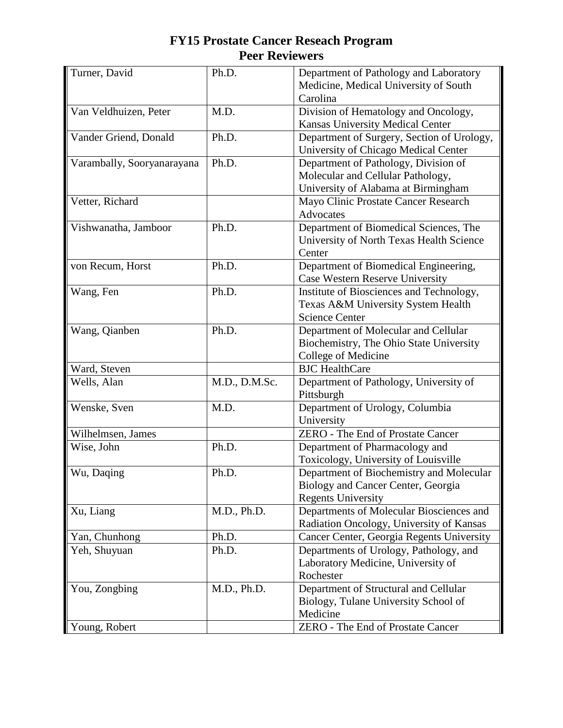# FY15 Prostate Cancer Reseach Program
## Peer Reviewers

| | | |
|---|---|---|
| Turner, David | Ph.D. | Department of Pathology and Laboratory Medicine, Medical University of South Carolina |
| Van Veldhuizen, Peter | M.D. | Division of Hematology and Oncology, Kansas University Medical Center |
| Vander Griend, Donald | Ph.D. | Department of Surgery, Section of Urology, University of Chicago Medical Center |
| Varambally, Sooryanarayana | Ph.D. | Department of Pathology, Division of Molecular and Cellular Pathology, University of Alabama at Birmingham |
| Vetter, Richard | | Mayo Clinic Prostate Cancer Research Advocates |
| Vishwanatha, Jamboor | Ph.D. | Department of Biomedical Sciences, The University of North Texas Health Science Center |
| von Recum, Horst | Ph.D. | Department of Biomedical Engineering, Case Western Reserve University |
| Wang, Fen | Ph.D. | Institute of Biosciences and Technology, Texas A&M University System Health Science Center |
| Wang, Qianben | Ph.D. | Department of Molecular and Cellular Biochemistry, The Ohio State University College of Medicine |
| Ward, Steven | | BJC HealthCare |
| Wells, Alan | M.D., D.M.Sc. | Department of Pathology, University of Pittsburgh |
| Wenske, Sven | M.D. | Department of Urology, Columbia University |
| Wilhelmsen, James | | ZERO - The End of Prostate Cancer |
| Wise, John | Ph.D. | Department of Pharmacology and Toxicology, University of Louisville |
| Wu, Daqing | Ph.D. | Department of Biochemistry and Molecular Biology and Cancer Center, Georgia Regents University |
| Xu, Liang | M.D., Ph.D. | Departments of Molecular Biosciences and Radiation Oncology, University of Kansas |
| Yan, Chunhong | Ph.D. | Cancer Center, Georgia Regents University |
| Yeh, Shuyuan | Ph.D. | Departments of Urology, Pathology, and Laboratory Medicine, University of Rochester |
| You, Zongbing | M.D., Ph.D. | Department of Structural and Cellular Biology, Tulane University School of Medicine |
| Young, Robert | | ZERO - The End of Prostate Cancer |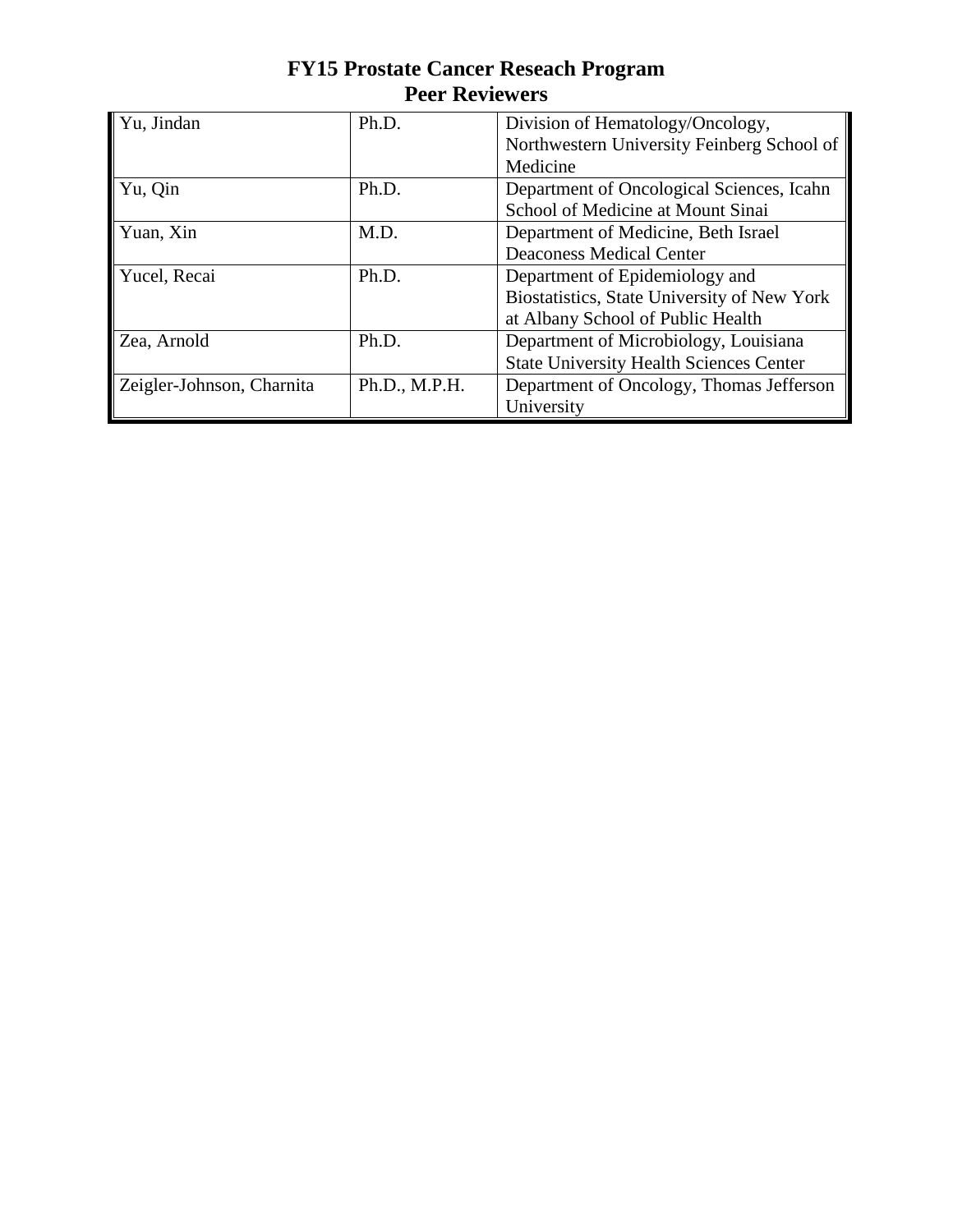# FY15 Prostate Cancer Reseach Program
## Peer Reviewers

| | | |
|---|---|---|
| Yu, Jindan | Ph.D. | Division of Hematology/Oncology, Northwestern University Feinberg School of Medicine |
| Yu, Qin | Ph.D. | Department of Oncological Sciences, Icahn School of Medicine at Mount Sinai |
| Yuan, Xin | M.D. | Department of Medicine, Beth Israel Deaconess Medical Center |
| Yucel, Recai | Ph.D. | Department of Epidemiology and Biostatistics, State University of New York at Albany School of Public Health |
| Zea, Arnold | Ph.D. | Department of Microbiology, Louisiana State University Health Sciences Center |
| Zeigler-Johnson, Charnita | Ph.D., M.P.H. | Department of Oncology, Thomas Jefferson University |